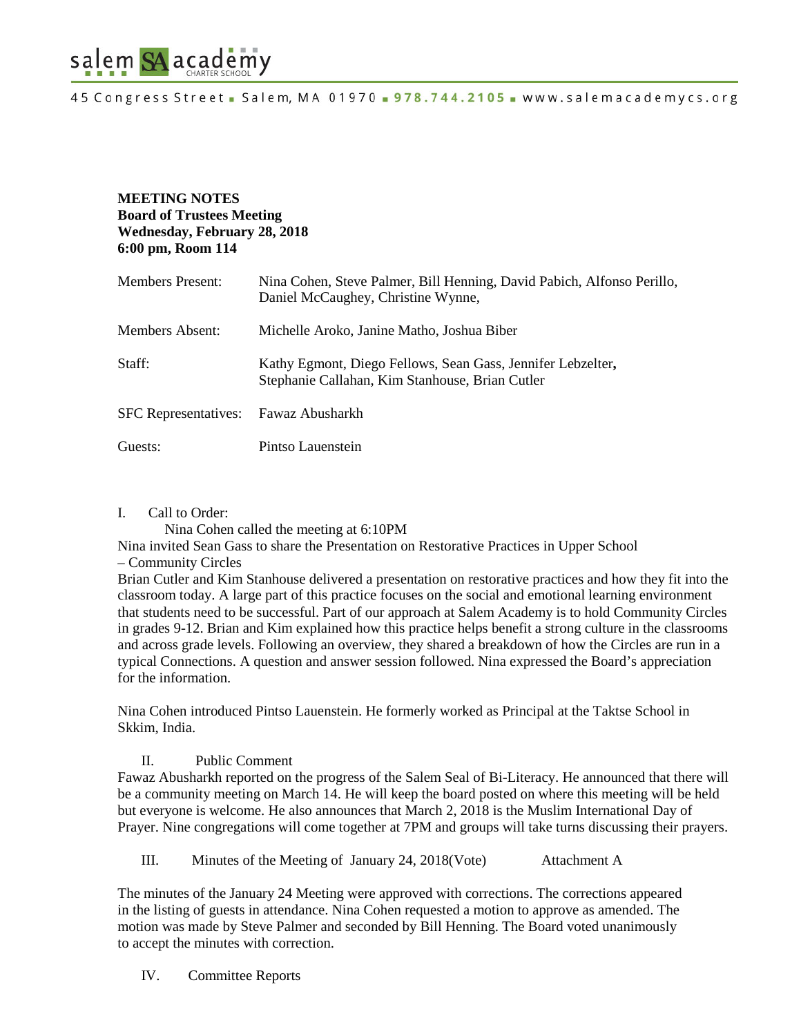salem SA academy CHARTER SCHOOL

45 Congress Street ▪ Salem, MA 01970 ▪ 978.744.2105 ▪ www.salemacademycs.org

**MEETING NOTES**
**Board of Trustees Meeting**
**Wednesday, February 28, 2018**
**6:00 pm, Room 114**

| | |
|---|---|
| Members Present: | Nina Cohen, Steve Palmer, Bill Henning, David Pabich, Alfonso Perillo, Daniel McCaughey, Christine Wynne, |
| Members Absent: | Michelle Aroko, Janine Matho, Joshua Biber |
| Staff: | Kathy Egmont, Diego Fellows, Sean Gass, Jennifer Lebzelter, Stephanie Callahan, Kim Stanhouse, Brian Cutler |
| SFC Representatives: | Fawaz Abusharkh |
| Guests: | Pintso Lauenstein |

I. Call to Order:

Nina Cohen called the meeting at 6:10PM

Nina invited Sean Gass to share the Presentation on Restorative Practices in Upper School – Community Circles

Brian Cutler and Kim Stanhouse delivered a presentation on restorative practices and how they fit into the classroom today. A large part of this practice focuses on the social and emotional learning environment that students need to be successful. Part of our approach at Salem Academy is to hold Community Circles in grades 9-12. Brian and Kim explained how this practice helps benefit a strong culture in the classrooms and across grade levels. Following an overview, they shared a breakdown of how the Circles are run in a typical Connections. A question and answer session followed. Nina expressed the Board's appreciation for the information.

Nina Cohen introduced Pintso Lauenstein. He formerly worked as Principal at the Taktse School in Skkim, India.

II. Public Comment

Fawaz Abusharkh reported on the progress of the Salem Seal of Bi-Literacy. He announced that there will be a community meeting on March 14. He will keep the board posted on where this meeting will be held but everyone is welcome. He also announces that March 2, 2018 is the Muslim International Day of Prayer. Nine congregations will come together at 7PM and groups will take turns discussing their prayers.

III. Minutes of the Meeting of January 24, 2018(Vote) Attachment A

The minutes of the January 24 Meeting were approved with corrections. The corrections appeared in the listing of guests in attendance. Nina Cohen requested a motion to approve as amended. The motion was made by Steve Palmer and seconded by Bill Henning. The Board voted unanimously to accept the minutes with correction.

IV. Committee Reports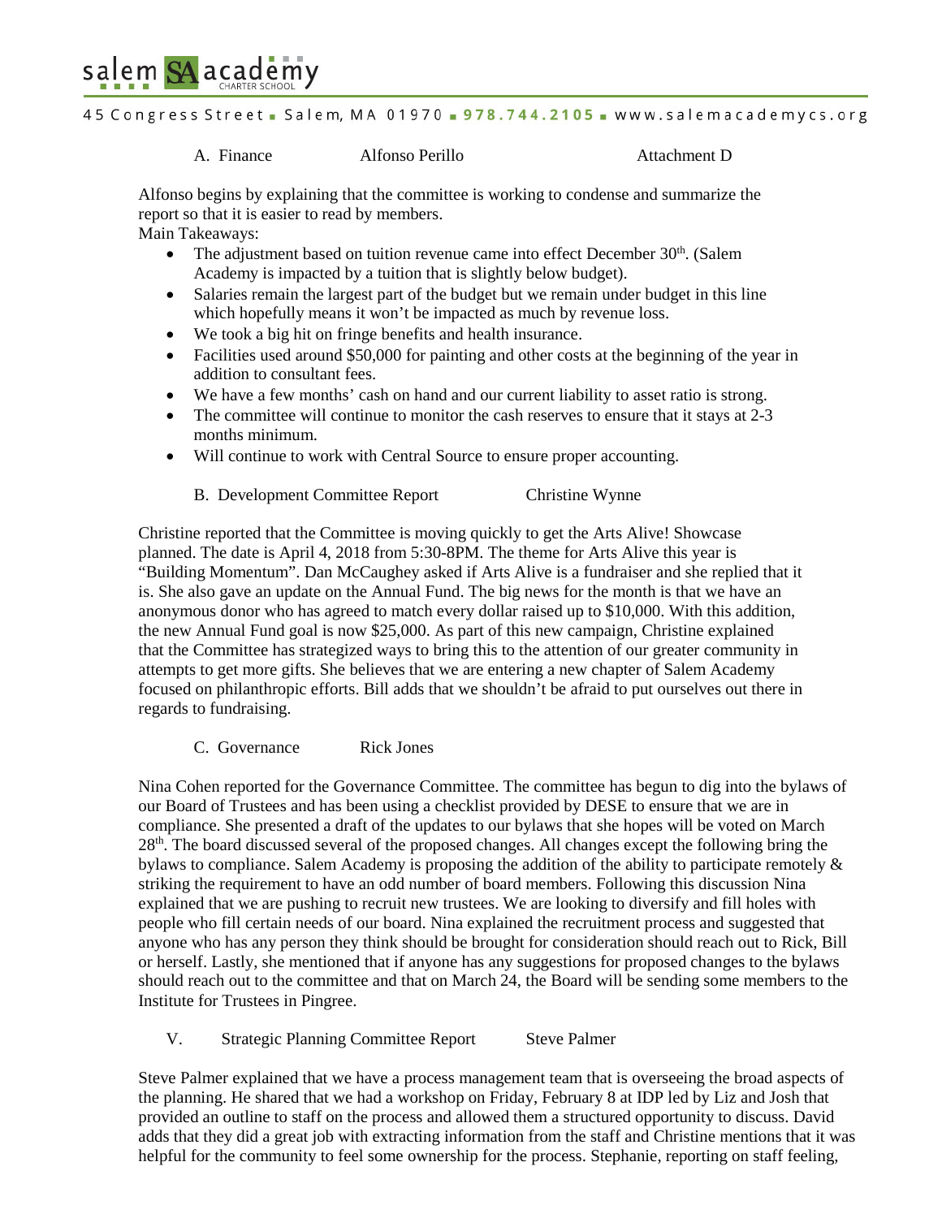A. Finance    Alfonso Perillo    Attachment D

Alfonso begins by explaining that the committee is working to condense and summarize the report so that it is easier to read by members.

Main Takeaways:

- The adjustment based on tuition revenue came into effect December 30th. (Salem Academy is impacted by a tuition that is slightly below budget).
- Salaries remain the largest part of the budget but we remain under budget in this line which hopefully means it won't be impacted as much by revenue loss.
- We took a big hit on fringe benefits and health insurance.
- Facilities used around $50,000 for painting and other costs at the beginning of the year in addition to consultant fees.
- We have a few months' cash on hand and our current liability to asset ratio is strong.
- The committee will continue to monitor the cash reserves to ensure that it stays at 2-3 months minimum.
- Will continue to work with Central Source to ensure proper accounting.

B. Development Committee Report    Christine Wynne

Christine reported that the Committee is moving quickly to get the Arts Alive! Showcase planned. The date is April 4, 2018 from 5:30-8PM. The theme for Arts Alive this year is "Building Momentum". Dan McCaughey asked if Arts Alive is a fundraiser and she replied that it is. She also gave an update on the Annual Fund. The big news for the month is that we have an anonymous donor who has agreed to match every dollar raised up to $10,000. With this addition, the new Annual Fund goal is now $25,000. As part of this new campaign, Christine explained that the Committee has strategized ways to bring this to the attention of our greater community in attempts to get more gifts. She believes that we are entering a new chapter of Salem Academy focused on philanthropic efforts. Bill adds that we shouldn't be afraid to put ourselves out there in regards to fundraising.

C. Governance    Rick Jones

Nina Cohen reported for the Governance Committee. The committee has begun to dig into the bylaws of our Board of Trustees and has been using a checklist provided by DESE to ensure that we are in compliance. She presented a draft of the updates to our bylaws that she hopes will be voted on March 28th. The board discussed several of the proposed changes. All changes except the following bring the bylaws to compliance. Salem Academy is proposing the addition of the ability to participate remotely & striking the requirement to have an odd number of board members. Following this discussion Nina explained that we are pushing to recruit new trustees. We are looking to diversify and fill holes with people who fill certain needs of our board. Nina explained the recruitment process and suggested that anyone who has any person they think should be brought for consideration should reach out to Rick, Bill or herself. Lastly, she mentioned that if anyone has any suggestions for proposed changes to the bylaws should reach out to the committee and that on March 24, the Board will be sending some members to the Institute for Trustees in Pingree.

V. Strategic Planning Committee Report    Steve Palmer

Steve Palmer explained that we have a process management team that is overseeing the broad aspects of the planning. He shared that we had a workshop on Friday, February 8 at IDP led by Liz and Josh that provided an outline to staff on the process and allowed them a structured opportunity to discuss. David adds that they did a great job with extracting information from the staff and Christine mentions that it was helpful for the community to feel some ownership for the process. Stephanie, reporting on staff feeling,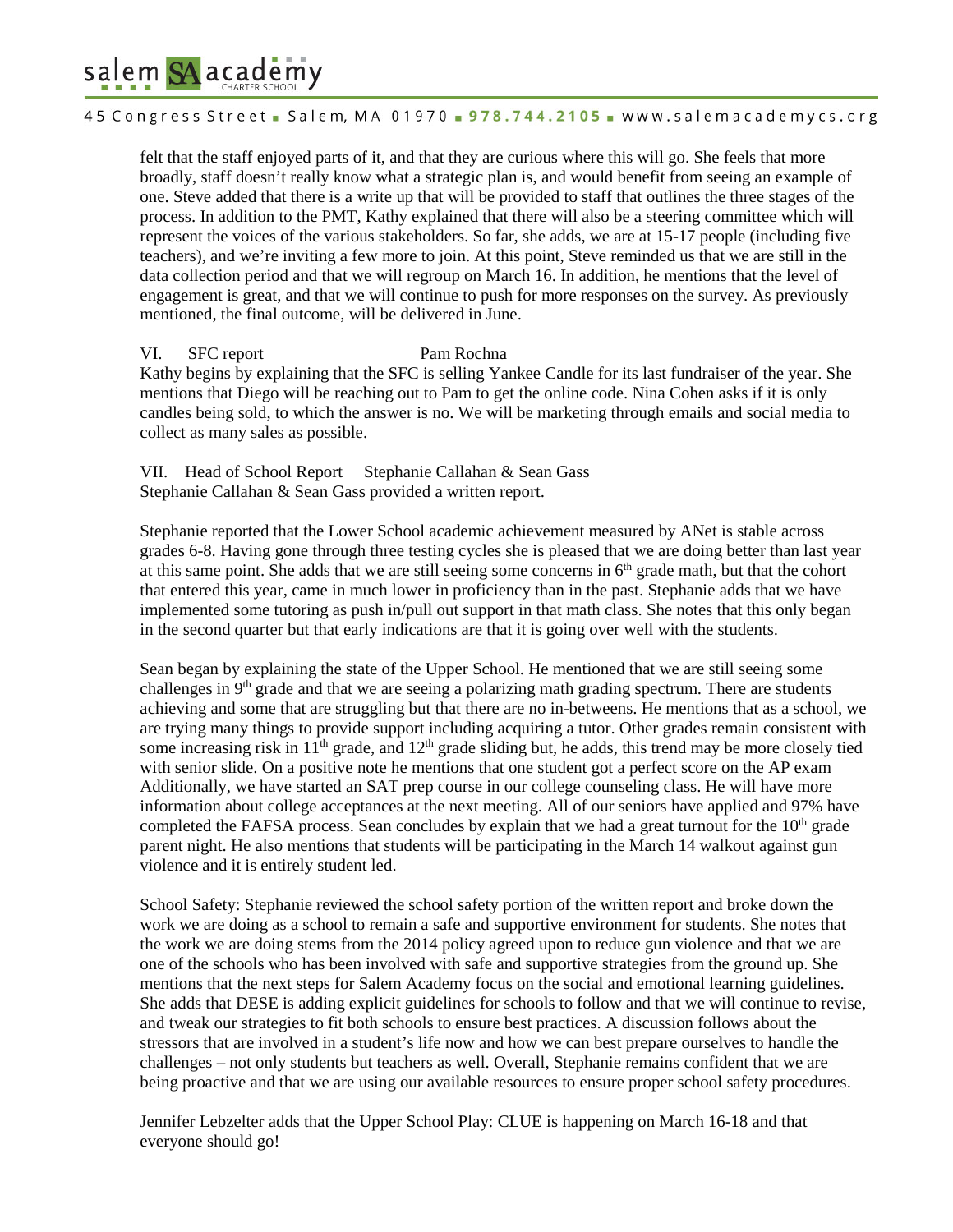felt that the staff enjoyed parts of it, and that they are curious where this will go. She feels that more broadly, staff doesn't really know what a strategic plan is, and would benefit from seeing an example of one. Steve added that there is a write up that will be provided to staff that outlines the three stages of the process. In addition to the PMT, Kathy explained that there will also be a steering committee which will represent the voices of the various stakeholders. So far, she adds, we are at 15-17 people (including five teachers), and we're inviting a few more to join. At this point, Steve reminded us that we are still in the data collection period and that we will regroup on March 16. In addition, he mentions that the level of engagement is great, and that we will continue to push for more responses on the survey. As previously mentioned, the final outcome, will be delivered in June.

VI. SFC report Pam Rochna

Kathy begins by explaining that the SFC is selling Yankee Candle for its last fundraiser of the year. She mentions that Diego will be reaching out to Pam to get the online code. Nina Cohen asks if it is only candles being sold, to which the answer is no. We will be marketing through emails and social media to collect as many sales as possible.

VII. Head of School Report Stephanie Callahan & Sean Gass

Stephanie Callahan & Sean Gass provided a written report.

Stephanie reported that the Lower School academic achievement measured by ANet is stable across grades 6-8. Having gone through three testing cycles she is pleased that we are doing better than last year at this same point. She adds that we are still seeing some concerns in 6th grade math, but that the cohort that entered this year, came in much lower in proficiency than in the past. Stephanie adds that we have implemented some tutoring as push in/pull out support in that math class. She notes that this only began in the second quarter but that early indications are that it is going over well with the students.

Sean began by explaining the state of the Upper School. He mentioned that we are still seeing some challenges in 9th grade and that we are seeing a polarizing math grading spectrum. There are students achieving and some that are struggling but that there are no in-betweens. He mentions that as a school, we are trying many things to provide support including acquiring a tutor. Other grades remain consistent with some increasing risk in 11th grade, and 12th grade sliding but, he adds, this trend may be more closely tied with senior slide. On a positive note he mentions that one student got a perfect score on the AP exam Additionally, we have started an SAT prep course in our college counseling class. He will have more information about college acceptances at the next meeting. All of our seniors have applied and 97% have completed the FAFSA process. Sean concludes by explain that we had a great turnout for the 10th grade parent night. He also mentions that students will be participating in the March 14 walkout against gun violence and it is entirely student led.

School Safety: Stephanie reviewed the school safety portion of the written report and broke down the work we are doing as a school to remain a safe and supportive environment for students. She notes that the work we are doing stems from the 2014 policy agreed upon to reduce gun violence and that we are one of the schools who has been involved with safe and supportive strategies from the ground up. She mentions that the next steps for Salem Academy focus on the social and emotional learning guidelines. She adds that DESE is adding explicit guidelines for schools to follow and that we will continue to revise, and tweak our strategies to fit both schools to ensure best practices. A discussion follows about the stressors that are involved in a student's life now and how we can best prepare ourselves to handle the challenges – not only students but teachers as well. Overall, Stephanie remains confident that we are being proactive and that we are using our available resources to ensure proper school safety procedures.

Jennifer Lebzelter adds that the Upper School Play: CLUE is happening on March 16-18 and that everyone should go!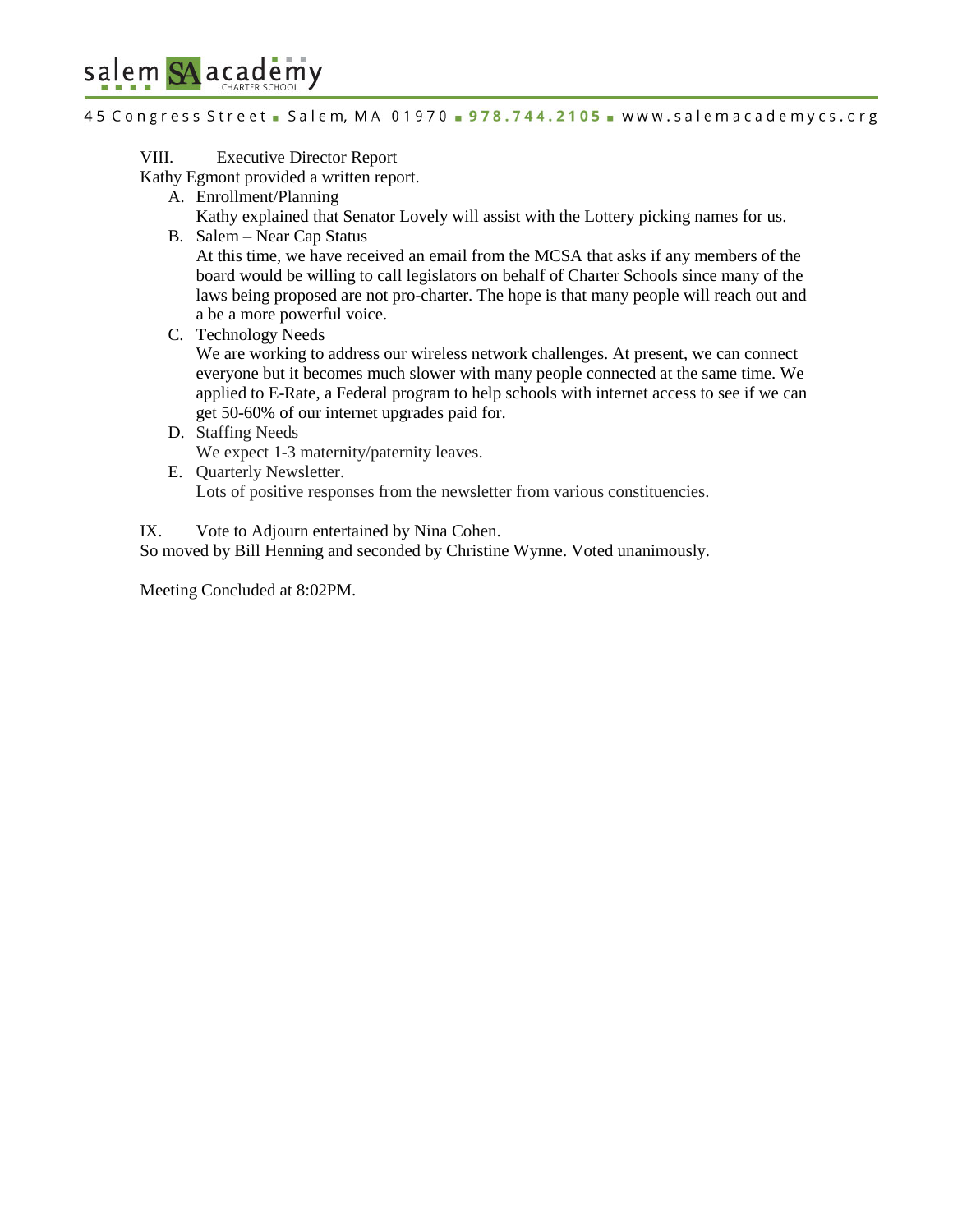VIII. Executive Director Report

Kathy Egmont provided a written report.

A. Enrollment/Planning
   Kathy explained that Senator Lovely will assist with the Lottery picking names for us.
B. Salem – Near Cap Status
   At this time, we have received an email from the MCSA that asks if any members of the board would be willing to call legislators on behalf of Charter Schools since many of the laws being proposed are not pro-charter. The hope is that many people will reach out and a be a more powerful voice.
C. Technology Needs
   We are working to address our wireless network challenges. At present, we can connect everyone but it becomes much slower with many people connected at the same time. We applied to E-Rate, a Federal program to help schools with internet access to see if we can get 50-60% of our internet upgrades paid for.
D. Staffing Needs
   We expect 1-3 maternity/paternity leaves.
E. Quarterly Newsletter.
   Lots of positive responses from the newsletter from various constituencies.

IX. Vote to Adjourn entertained by Nina Cohen.

So moved by Bill Henning and seconded by Christine Wynne. Voted unanimously.

Meeting Concluded at 8:02PM.